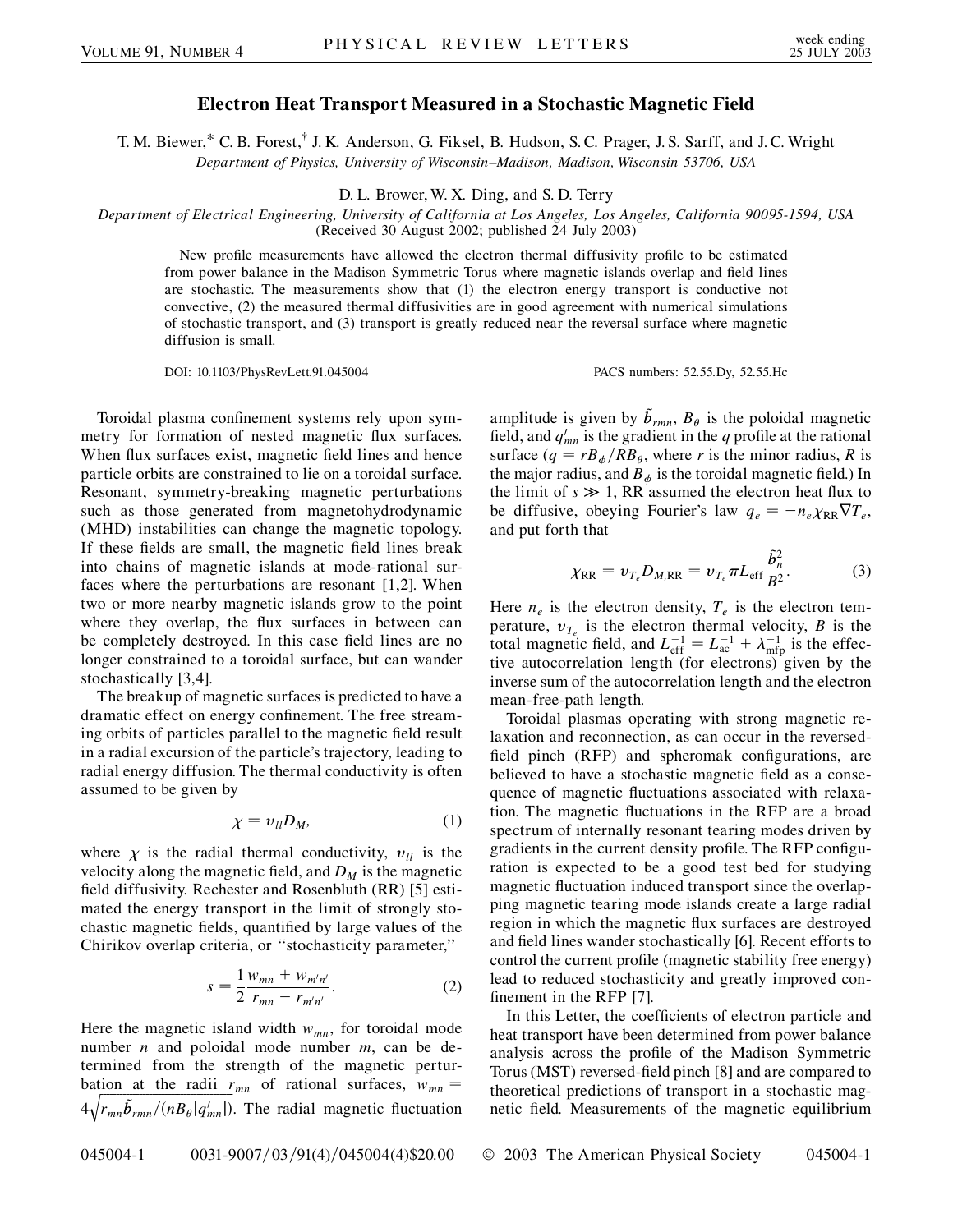# Electron Heat Transport Measured in a Stochastic Magnetic Field

T. M. Biewer,* C. B. Forest,† J. K. Anderson, G. Fiksel, B. Hudson, S. C. Prager, J. S. Sarff, and J. C. Wright

*Department of Physics, University of Wisconsin–Madison, Madison, Wisconsin 53706, USA*

D. L. Brower, W. X. Ding, and S. D. Terry

*Department of Electrical Engineering, University of California at Los Angeles, Los Angeles, California 90095-1594, USA*

(Received 30 August 2002; published 24 July 2003)

New profile measurements have allowed the electron thermal diffusivity profile to be estimated from power balance in the Madison Symmetric Torus where magnetic islands overlap and field lines are stochastic. The measurements show that (1) the electron energy transport is conductive not convective, (2) the measured thermal diffusivities are in good agreement with numerical simulations of stochastic transport, and (3) transport is greatly reduced near the reversal surface where magnetic diffusion is small.

DOI: 10.1103/PhysRevLett.91.045004

PACS numbers: 52.55.Dy, 52.55.Hc

Toroidal plasma confinement systems rely upon symmetry for formation of nested magnetic flux surfaces. When flux surfaces exist, magnetic field lines and hence particle orbits are constrained to lie on a toroidal surface. Resonant, symmetry-breaking magnetic perturbations such as those generated from magnetohydrodynamic (MHD) instabilities can change the magnetic topology. If these fields are small, the magnetic field lines break into chains of magnetic islands at mode-rational surfaces where the perturbations are resonant [1,2]. When two or more nearby magnetic islands grow to the point where they overlap, the flux surfaces in between can be completely destroyed. In this case field lines are no longer constrained to a toroidal surface, but can wander stochastically [3,4].

The breakup of magnetic surfaces is predicted to have a dramatic effect on energy confinement. The free streaming orbits of particles parallel to the magnetic field result in a radial excursion of the particle's trajectory, leading to radial energy diffusion. The thermal conductivity is often assumed to be given by

$$\chi = v_{ll} D_M, \tag{1}$$

where $\chi$ is the radial thermal conductivity, $v_{ll}$ is the velocity along the magnetic field, and $D_M$ is the magnetic field diffusivity. Rechester and Rosenbluth (RR) [5] estimated the energy transport in the limit of strongly stochastic magnetic fields, quantified by large values of the Chirikov overlap criteria, or "stochasticity parameter,"

$$s = \frac{1}{2} \frac{w_{mn} + w_{m'n'}}{r_{mn} - r_{m'n'}}. \tag{2}$$

Here the magnetic island width $w_{mn}$, for toroidal mode number $n$ and poloidal mode number $m$, can be determined from the strength of the magnetic perturbation at the radii $r_{mn}$ of rational surfaces, $w_{mn} = 4\sqrt{r_{mn}\tilde{b}_{rmn}/(nB_\theta|q'_{mn}|)}$. The radial magnetic fluctuation amplitude is given by $\tilde{b}_{rmn}$, $B_\theta$ is the poloidal magnetic field, and $q'_{mn}$ is the gradient in the $q$ profile at the rational surface ($q = rB_\phi/RB_\theta$, where $r$ is the minor radius, $R$ is the major radius, and $B_\phi$ is the toroidal magnetic field.) In the limit of $s \gg 1$, RR assumed the electron heat flux to be diffusive, obeying Fourier's law $q_e = -n_e \chi_{\mathrm{RR}} \nabla T_e$, and put forth that

$$\chi_{\mathrm{RR}} = v_{T_e} D_{M,\mathrm{RR}} = v_{T_e} \pi L_{\mathrm{eff}} \frac{\tilde{b}_n^2}{B^2}. \tag{3}$$

Here $n_e$ is the electron density, $T_e$ is the electron temperature, $v_{T_e}$ is the electron thermal velocity, $B$ is the total magnetic field, and $L_{\mathrm{eff}}^{-1} = L_{\mathrm{ac}}^{-1} + \lambda_{\mathrm{mfp}}^{-1}$ is the effective autocorrelation length (for electrons) given by the inverse sum of the autocorrelation length and the electron mean-free-path length.

Toroidal plasmas operating with strong magnetic relaxation and reconnection, as can occur in the reversed-field pinch (RFP) and spheromak configurations, are believed to have a stochastic magnetic field as a consequence of magnetic fluctuations associated with relaxation. The magnetic fluctuations in the RFP are a broad spectrum of internally resonant tearing modes driven by gradients in the current density profile. The RFP configuration is expected to be a good test bed for studying magnetic fluctuation induced transport since the overlapping magnetic tearing mode islands create a large radial region in which the magnetic flux surfaces are destroyed and field lines wander stochastically [6]. Recent efforts to control the current profile (magnetic stability free energy) lead to reduced stochasticity and greatly improved confinement in the RFP [7].

In this Letter, the coefficients of electron particle and heat transport have been determined from power balance analysis across the profile of the Madison Symmetric Torus (MST) reversed-field pinch [8] and are compared to theoretical predictions of transport in a stochastic magnetic field. Measurements of the magnetic equilibrium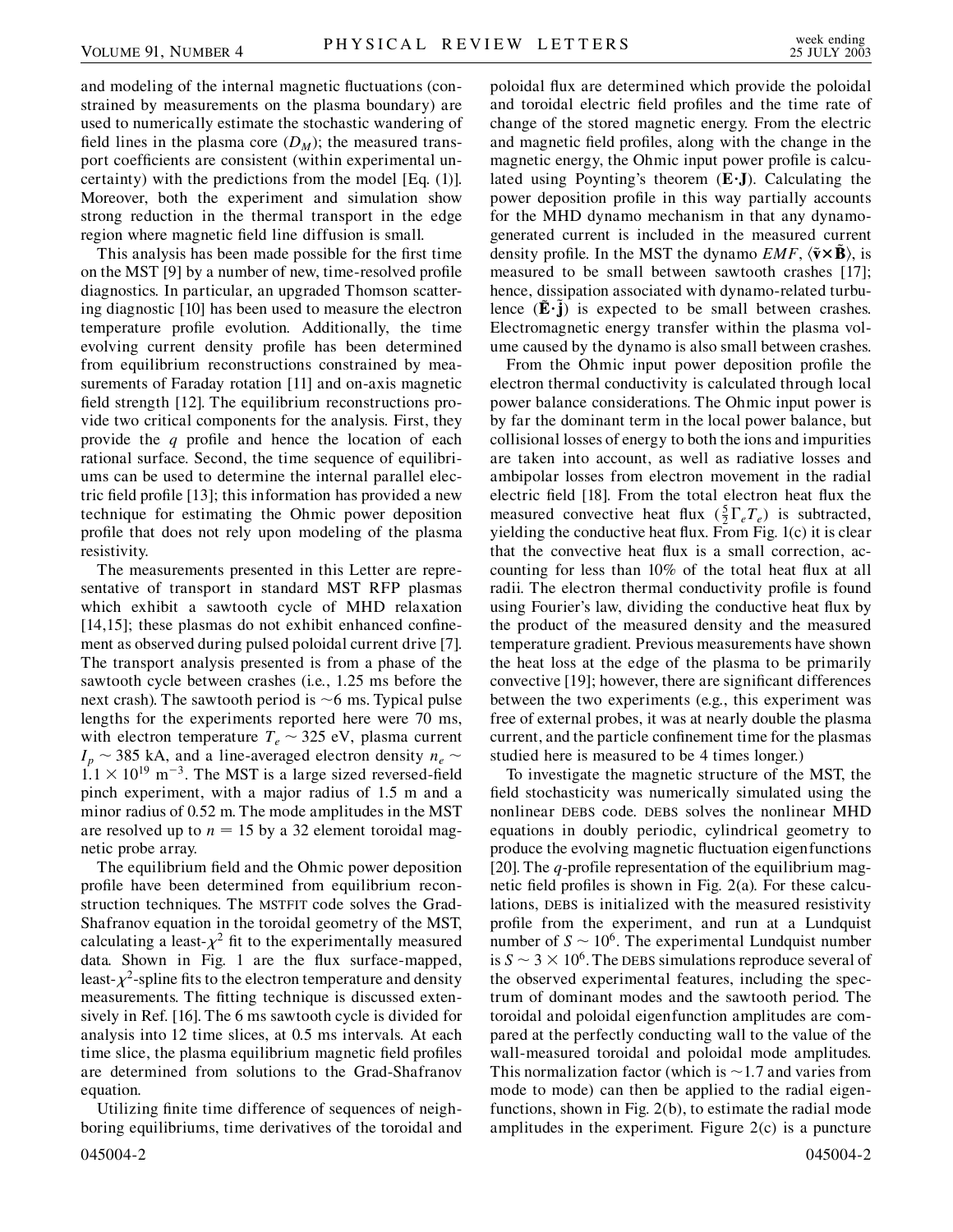and modeling of the internal magnetic fluctuations (constrained by measurements on the plasma boundary) are used to numerically estimate the stochastic wandering of field lines in the plasma core ($D_M$); the measured transport coefficients are consistent (within experimental uncertainty) with the predictions from the model [Eq. (1)]. Moreover, both the experiment and simulation show strong reduction in the thermal transport in the edge region where magnetic field line diffusion is small.

This analysis has been made possible for the first time on the MST [9] by a number of new, time-resolved profile diagnostics. In particular, an upgraded Thomson scattering diagnostic [10] has been used to measure the electron temperature profile evolution. Additionally, the time evolving current density profile has been determined from equilibrium reconstructions constrained by measurements of Faraday rotation [11] and on-axis magnetic field strength [12]. The equilibrium reconstructions provide two critical components for the analysis. First, they provide the $q$ profile and hence the location of each rational surface. Second, the time sequence of equilibriums can be used to determine the internal parallel electric field profile [13]; this information has provided a new technique for estimating the Ohmic power deposition profile that does not rely upon modeling of the plasma resistivity.

The measurements presented in this Letter are representative of transport in standard MST RFP plasmas which exhibit a sawtooth cycle of MHD relaxation [14,15]; these plasmas do not exhibit enhanced confinement as observed during pulsed poloidal current drive [7]. The transport analysis presented is from a phase of the sawtooth cycle between crashes (i.e., 1.25 ms before the next crash). The sawtooth period is ~6 ms. Typical pulse lengths for the experiments reported here were 70 ms, with electron temperature $T_e \sim 325$ eV, plasma current $I_p \sim 385$ kA, and a line-averaged electron density $n_e \sim 1.1 \times 10^{19}$ m$^{-3}$. The MST is a large sized reversed-field pinch experiment, with a major radius of 1.5 m and a minor radius of 0.52 m. The mode amplitudes in the MST are resolved up to $n = 15$ by a 32 element toroidal magnetic probe array.

The equilibrium field and the Ohmic power deposition profile have been determined from equilibrium reconstruction techniques. The MSTFIT code solves the Grad-Shafranov equation in the toroidal geometry of the MST, calculating a least-$\chi^2$ fit to the experimentally measured data. Shown in Fig. 1 are the flux surface-mapped, least-$\chi^2$-spline fits to the electron temperature and density measurements. The fitting technique is discussed extensively in Ref. [16]. The 6 ms sawtooth cycle is divided for analysis into 12 time slices, at 0.5 ms intervals. At each time slice, the plasma equilibrium magnetic field profiles are determined from solutions to the Grad-Shafranov equation.

Utilizing finite time difference of sequences of neighboring equilibriums, time derivatives of the toroidal and poloidal flux are determined which provide the poloidal and toroidal electric field profiles and the time rate of change of the stored magnetic energy. From the electric and magnetic field profiles, along with the change in the magnetic energy, the Ohmic input power profile is calculated using Poynting's theorem ($\mathbf{E} \cdot \mathbf{J}$). Calculating the power deposition profile in this way partially accounts for the MHD dynamo mechanism in that any dynamo-generated current is included in the measured current density profile. In the MST the dynamo *EMF*, $\langle \tilde{\mathbf{v}} \times \tilde{\mathbf{B}} \rangle$, is measured to be small between sawtooth crashes [17]; hence, dissipation associated with dynamo-related turbulence ($\tilde{\mathbf{E}} \cdot \tilde{\mathbf{j}}$) is expected to be small between crashes. Electromagnetic energy transfer within the plasma volume caused by the dynamo is also small between crashes.

From the Ohmic input power deposition profile the electron thermal conductivity is calculated through local power balance considerations. The Ohmic input power is by far the dominant term in the local power balance, but collisional losses of energy to both the ions and impurities are taken into account, as well as radiative losses and ambipolar losses from electron movement in the radial electric field [18]. From the total electron heat flux the measured convective heat flux ($\frac{5}{2}\Gamma_e T_e$) is subtracted, yielding the conductive heat flux. From Fig. 1(c) it is clear that the convective heat flux is a small correction, accounting for less than 10% of the total heat flux at all radii. The electron thermal conductivity profile is found using Fourier's law, dividing the conductive heat flux by the product of the measured density and the measured temperature gradient. Previous measurements have shown the heat loss at the edge of the plasma to be primarily convective [19]; however, there are significant differences between the two experiments (e.g., this experiment was free of external probes, it was at nearly double the plasma current, and the particle confinement time for the plasmas studied here is measured to be 4 times longer.)

To investigate the magnetic structure of the MST, the field stochasticity was numerically simulated using the nonlinear DEBS code. DEBS solves the nonlinear MHD equations in doubly periodic, cylindrical geometry to produce the evolving magnetic fluctuation eigenfunctions [20]. The $q$-profile representation of the equilibrium magnetic field profiles is shown in Fig. 2(a). For these calculations, DEBS is initialized with the measured resistivity profile from the experiment, and run at a Lundquist number of $S \sim 10^6$. The experimental Lundquist number is $S \sim 3 \times 10^6$. The DEBS simulations reproduce several of the observed experimental features, including the spectrum of dominant modes and the sawtooth period. The toroidal and poloidal eigenfunction amplitudes are compared at the perfectly conducting wall to the value of the wall-measured toroidal and poloidal mode amplitudes. This normalization factor (which is ~1.7 and varies from mode to mode) can then be applied to the radial eigenfunctions, shown in Fig. 2(b), to estimate the radial mode amplitudes in the experiment. Figure 2(c) is a puncture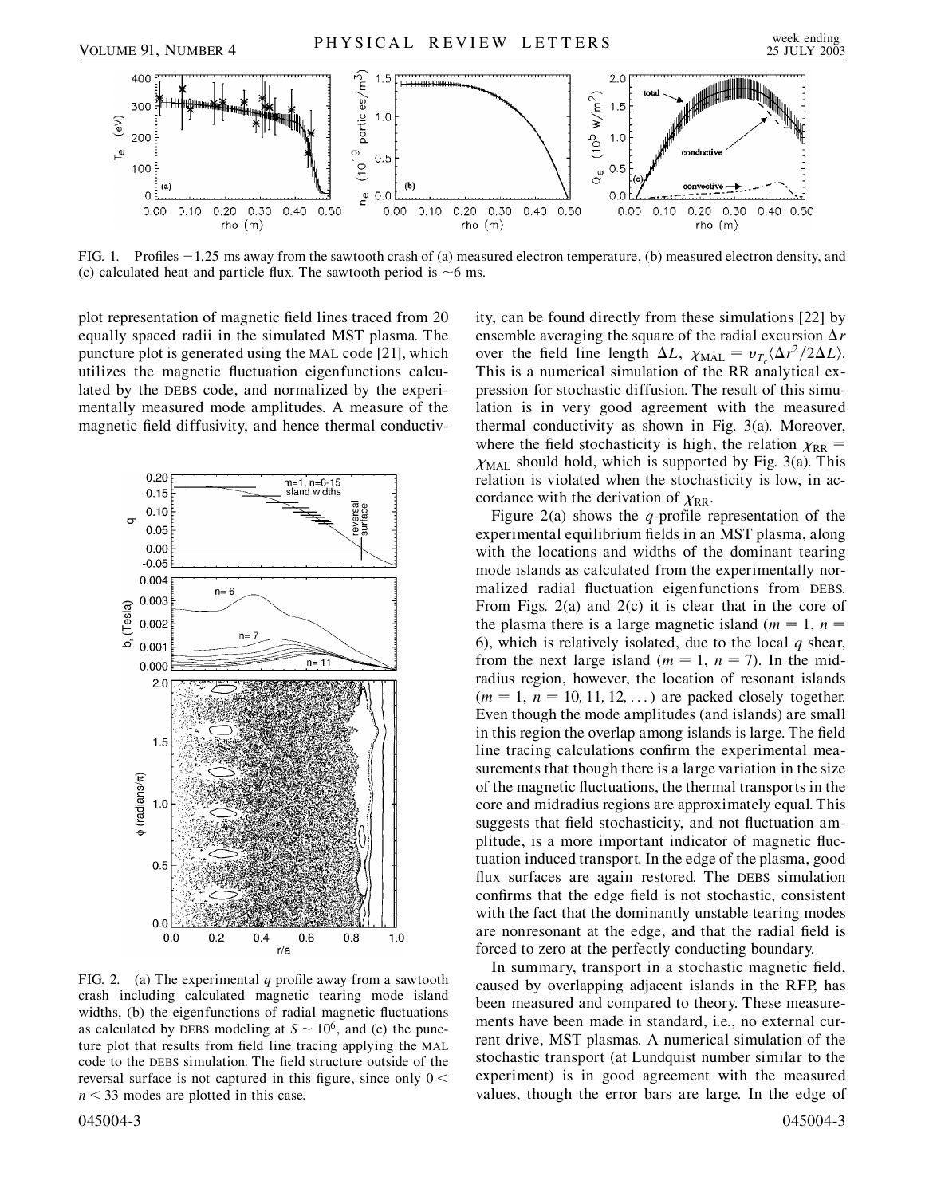FIG. 1. Profiles −1.25 ms away from the sawtooth crash of (a) measured electron temperature, (b) measured electron density, and (c) calculated heat and particle flux. The sawtooth period is ~6 ms.

plot representation of magnetic field lines traced from 20 equally spaced radii in the simulated MST plasma. The puncture plot is generated using the MAL code [21], which utilizes the magnetic fluctuation eigenfunctions calculated by the DEBS code, and normalized by the experimentally measured mode amplitudes. A measure of the magnetic field diffusivity, and hence thermal conductivity, can be found directly from these simulations [22] by ensemble averaging the square of the radial excursion $\Delta r$ over the field line length $\Delta L$, $\chi_{\mathrm{MAL}} = v_{T_e}\langle \Delta r^2/2\Delta L\rangle$. This is a numerical simulation of the RR analytical expression for stochastic diffusion. The result of this simulation is in very good agreement with the measured thermal conductivity as shown in Fig. 3(a). Moreover, where the field stochasticity is high, the relation $\chi_{\mathrm{RR}} = \chi_{\mathrm{MAL}}$ should hold, which is supported by Fig. 3(a). This relation is violated when the stochasticity is low, in accordance with the derivation of $\chi_{\mathrm{RR}}$.

FIG. 2. (a) The experimental $q$ profile away from a sawtooth crash including calculated magnetic tearing mode island widths, (b) the eigenfunctions of radial magnetic fluctuations as calculated by DEBS modeling at $S \sim 10^6$, and (c) the puncture plot that results from field line tracing applying the MAL code to the DEBS simulation. The field structure outside of the reversal surface is not captured in this figure, since only $0 < n < 33$ modes are plotted in this case.

Figure 2(a) shows the $q$-profile representation of the experimental equilibrium fields in an MST plasma, along with the locations and widths of the dominant tearing mode islands as calculated from the experimentally normalized radial fluctuation eigenfunctions from DEBS. From Figs. 2(a) and 2(c) it is clear that in the core of the plasma there is a large magnetic island ($m = 1$, $n = 6$), which is relatively isolated, due to the local $q$ shear, from the next large island ($m = 1$, $n = 7$). In the midradius region, however, the location of resonant islands ($m = 1$, $n = 10, 11, 12, \ldots$) are packed closely together. Even though the mode amplitudes (and islands) are small in this region the overlap among islands is large. The field line tracing calculations confirm the experimental measurements that though there is a large variation in the size of the magnetic fluctuations, the thermal transports in the core and midradius regions are approximately equal. This suggests that field stochasticity, and not fluctuation amplitude, is a more important indicator of magnetic fluctuation induced transport. In the edge of the plasma, good flux surfaces are again restored. The DEBS simulation confirms that the edge field is not stochastic, consistent with the fact that the dominantly unstable tearing modes are nonresonant at the edge, and that the radial field is forced to zero at the perfectly conducting boundary.

In summary, transport in a stochastic magnetic field, caused by overlapping adjacent islands in the RFP, has been measured and compared to theory. These measurements have been made in standard, i.e., no external current drive, MST plasmas. A numerical simulation of the stochastic transport (at Lundquist number similar to the experiment) is in good agreement with the measured values, though the error bars are large. In the edge of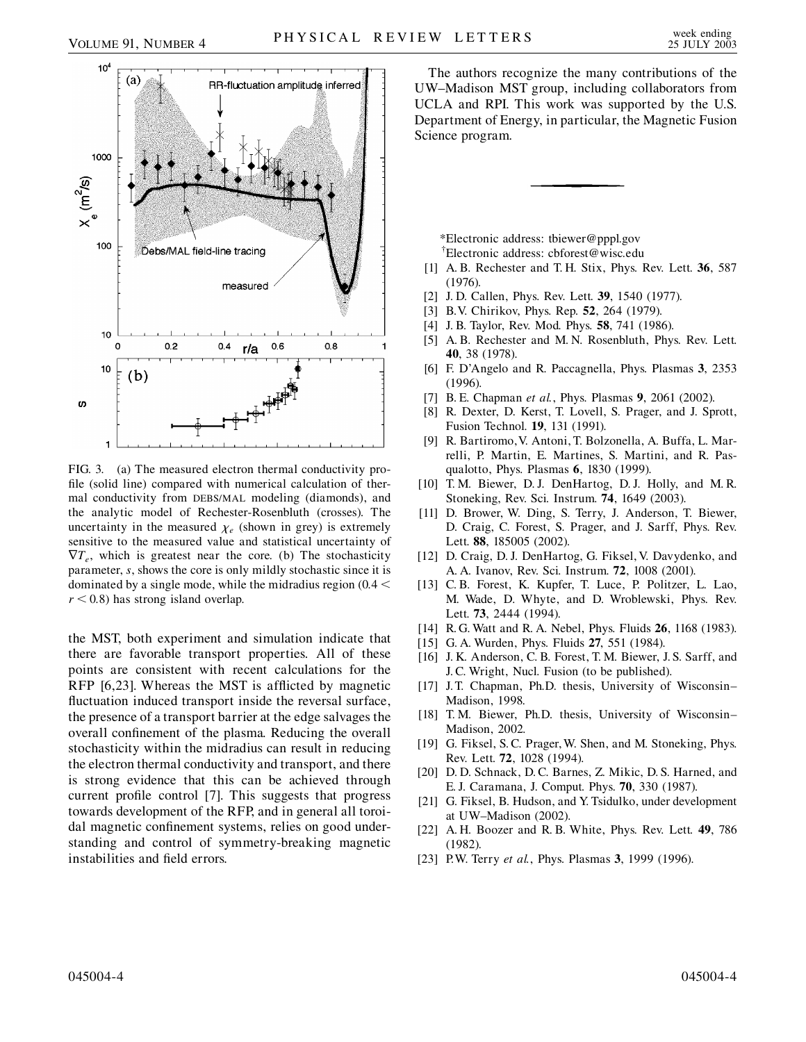(a)

RR-fluctuation amplitude inferred

$10^4$

1000

100

10

$\chi_e$ (m$^2$/s)

Debs/MAL field-line tracing

measured

0 0.2 0.4 r/a 0.6 0.8 1

(b)

10

s

1

FIG. 3. (a) The measured electron thermal conductivity profile (solid line) compared with numerical calculation of thermal conductivity from DEBS/MAL modeling (diamonds), and the analytic model of Rechester-Rosenbluth (crosses). The uncertainty in the measured $\chi_e$ (shown in grey) is extremely sensitive to the measured value and statistical uncertainty of $\nabla T_e$, which is greatest near the core. (b) The stochasticity parameter, $s$, shows the core is only mildly stochastic since it is dominated by a single mode, while the midradius region ($0.4 < r < 0.8$) has strong island overlap.

the MST, both experiment and simulation indicate that there are favorable transport properties. All of these points are consistent with recent calculations for the RFP [6,23]. Whereas the MST is afflicted by magnetic fluctuation induced transport inside the reversal surface, the presence of a transport barrier at the edge salvages the overall confinement of the plasma. Reducing the overall stochasticity within the midradius can result in reducing the electron thermal conductivity and transport, and there is strong evidence that this can be achieved through current profile control [7]. This suggests that progress towards development of the RFP, and in general all toroidal magnetic confinement systems, relies on good understanding and control of symmetry-breaking magnetic instabilities and field errors.

The authors recognize the many contributions of the UW–Madison MST group, including collaborators from UCLA and RPI. This work was supported by the U.S. Department of Energy, in particular, the Magnetic Fusion Science program.

---

*Electronic address: tbiewer@pppl.gov

†Electronic address: cbforest@wisc.edu

[1] A. B. Rechester and T. H. Stix, Phys. Rev. Lett. **36**, 587 (1976).
[2] J. D. Callen, Phys. Rev. Lett. **39**, 1540 (1977).
[3] B.V. Chirikov, Phys. Rep. **52**, 264 (1979).
[4] J. B. Taylor, Rev. Mod. Phys. **58**, 741 (1986).
[5] A. B. Rechester and M. N. Rosenbluth, Phys. Rev. Lett. **40**, 38 (1978).
[6] F. D'Angelo and R. Paccagnella, Phys. Plasmas **3**, 2353 (1996).
[7] B. E. Chapman *et al.*, Phys. Plasmas **9**, 2061 (2002).
[8] R. Dexter, D. Kerst, T. Lovell, S. Prager, and J. Sprott, Fusion Technol. **19**, 131 (1991).
[9] R. Bartiromo, V. Antoni, T. Bolzonella, A. Buffa, L. Marrelli, P. Martin, E. Martines, S. Martini, and R. Pasqualotto, Phys. Plasmas **6**, 1830 (1999).
[10] T. M. Biewer, D. J. DenHartog, D. J. Holly, and M. R. Stoneking, Rev. Sci. Instrum. **74**, 1649 (2003).
[11] D. Brower, W. Ding, S. Terry, J. Anderson, T. Biewer, D. Craig, C. Forest, S. Prager, and J. Sarff, Phys. Rev. Lett. **88**, 185005 (2002).
[12] D. Craig, D. J. DenHartog, G. Fiksel, V. Davydenko, and A. A. Ivanov, Rev. Sci. Instrum. **72**, 1008 (2001).
[13] C. B. Forest, K. Kupfer, T. Luce, P. Politzer, L. Lao, M. Wade, D. Whyte, and D. Wroblewski, Phys. Rev. Lett. **73**, 2444 (1994).
[14] R. G. Watt and R. A. Nebel, Phys. Fluids **26**, 1168 (1983).
[15] G. A. Wurden, Phys. Fluids **27**, 551 (1984).
[16] J. K. Anderson, C. B. Forest, T. M. Biewer, J. S. Sarff, and J. C. Wright, Nucl. Fusion (to be published).
[17] J. T. Chapman, Ph.D. thesis, University of Wisconsin–Madison, 1998.
[18] T. M. Biewer, Ph.D. thesis, University of Wisconsin–Madison, 2002.
[19] G. Fiksel, S. C. Prager, W. Shen, and M. Stoneking, Phys. Rev. Lett. **72**, 1028 (1994).
[20] D. D. Schnack, D. C. Barnes, Z. Mikic, D. S. Harned, and E. J. Caramana, J. Comput. Phys. **70**, 330 (1987).
[21] G. Fiksel, B. Hudson, and Y. Tsidulko, under development at UW–Madison (2002).
[22] A. H. Boozer and R. B. White, Phys. Rev. Lett. **49**, 786 (1982).
[23] P.W. Terry *et al.*, Phys. Plasmas **3**, 1999 (1996).